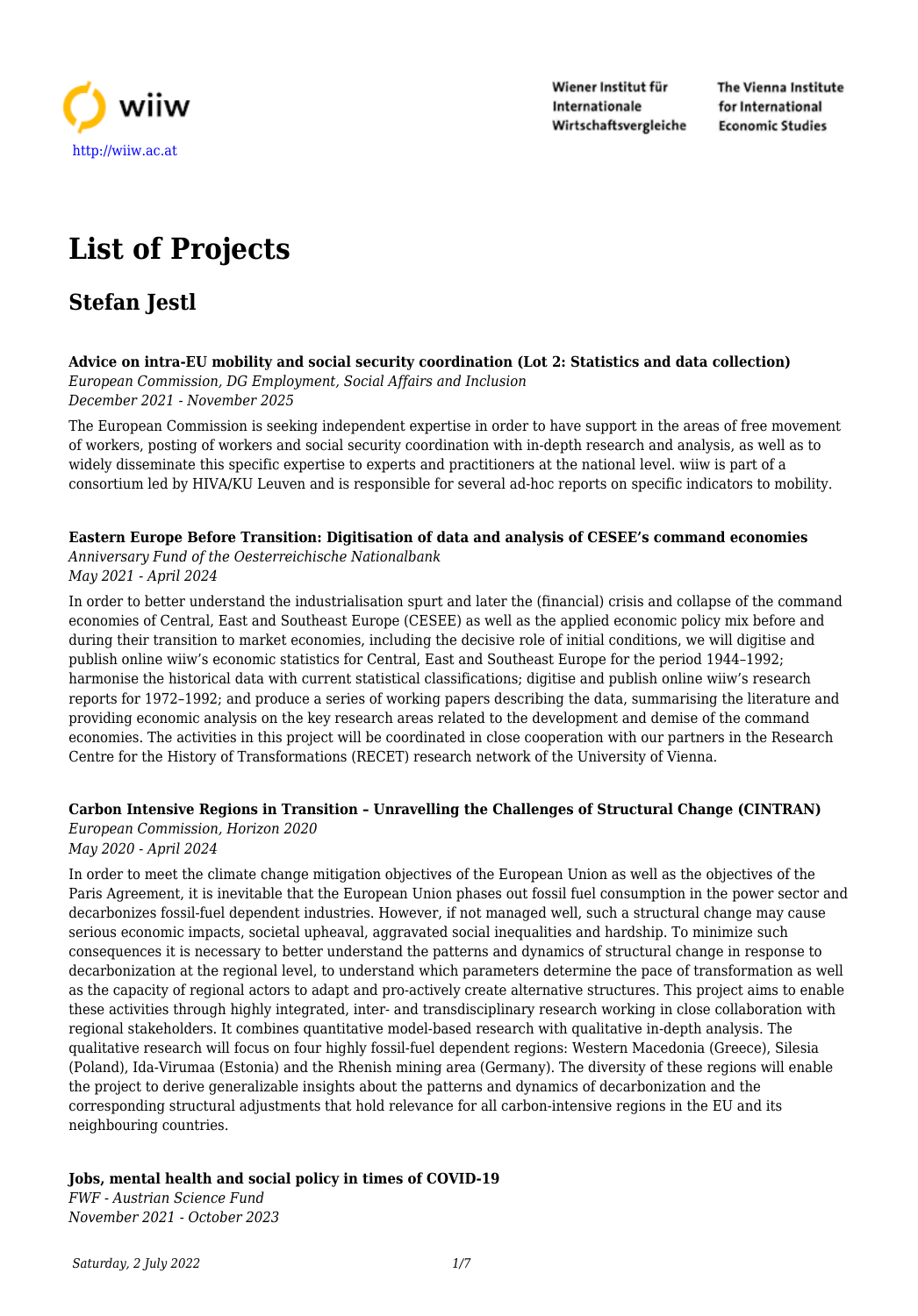http://wiiw.ac.at

Wiener Institut für Internationale Wirtschaftsvergleiche

The Vienna Institute for International Economic Studies

# List of Projects

## Stefan Jestl

**Advice on intra-EU mobility and social security coordination (Lot 2: Statistics and data collection)**
*European Commission, DG Employment, Social Affairs and Inclusion*
*December 2021 - November 2025*

The European Commission is seeking independent expertise in order to have support in the areas of free movement of workers, posting of workers and social security coordination with in-depth research and analysis, as well as to widely disseminate this specific expertise to experts and practitioners at the national level. wiiw is part of a consortium led by HIVA/KU Leuven and is responsible for several ad-hoc reports on specific indicators to mobility.

**Eastern Europe Before Transition: Digitisation of data and analysis of CESEE's command economies**
*Anniversary Fund of the Oesterreichische Nationalbank*
*May 2021 - April 2024*

In order to better understand the industrialisation spurt and later the (financial) crisis and collapse of the command economies of Central, East and Southeast Europe (CESEE) as well as the applied economic policy mix before and during their transition to market economies, including the decisive role of initial conditions, we will digitise and publish online wiiw's economic statistics for Central, East and Southeast Europe for the period 1944–1992; harmonise the historical data with current statistical classifications; digitise and publish online wiiw's research reports for 1972–1992; and produce a series of working papers describing the data, summarising the literature and providing economic analysis on the key research areas related to the development and demise of the command economies. The activities in this project will be coordinated in close cooperation with our partners in the Research Centre for the History of Transformations (RECET) research network of the University of Vienna.

**Carbon Intensive Regions in Transition – Unravelling the Challenges of Structural Change (CINTRAN)**
*European Commission, Horizon 2020*
*May 2020 - April 2024*

In order to meet the climate change mitigation objectives of the European Union as well as the objectives of the Paris Agreement, it is inevitable that the European Union phases out fossil fuel consumption in the power sector and decarbonizes fossil-fuel dependent industries. However, if not managed well, such a structural change may cause serious economic impacts, societal upheaval, aggravated social inequalities and hardship. To minimize such consequences it is necessary to better understand the patterns and dynamics of structural change in response to decarbonization at the regional level, to understand which parameters determine the pace of transformation as well as the capacity of regional actors to adapt and pro-actively create alternative structures. This project aims to enable these activities through highly integrated, inter- and transdisciplinary research working in close collaboration with regional stakeholders. It combines quantitative model-based research with qualitative in-depth analysis. The qualitative research will focus on four highly fossil-fuel dependent regions: Western Macedonia (Greece), Silesia (Poland), Ida-Virumaa (Estonia) and the Rhenish mining area (Germany). The diversity of these regions will enable the project to derive generalizable insights about the patterns and dynamics of decarbonization and the corresponding structural adjustments that hold relevance for all carbon-intensive regions in the EU and its neighbouring countries.

**Jobs, mental health and social policy in times of COVID-19**
*FWF - Austrian Science Fund*
*November 2021 - October 2023*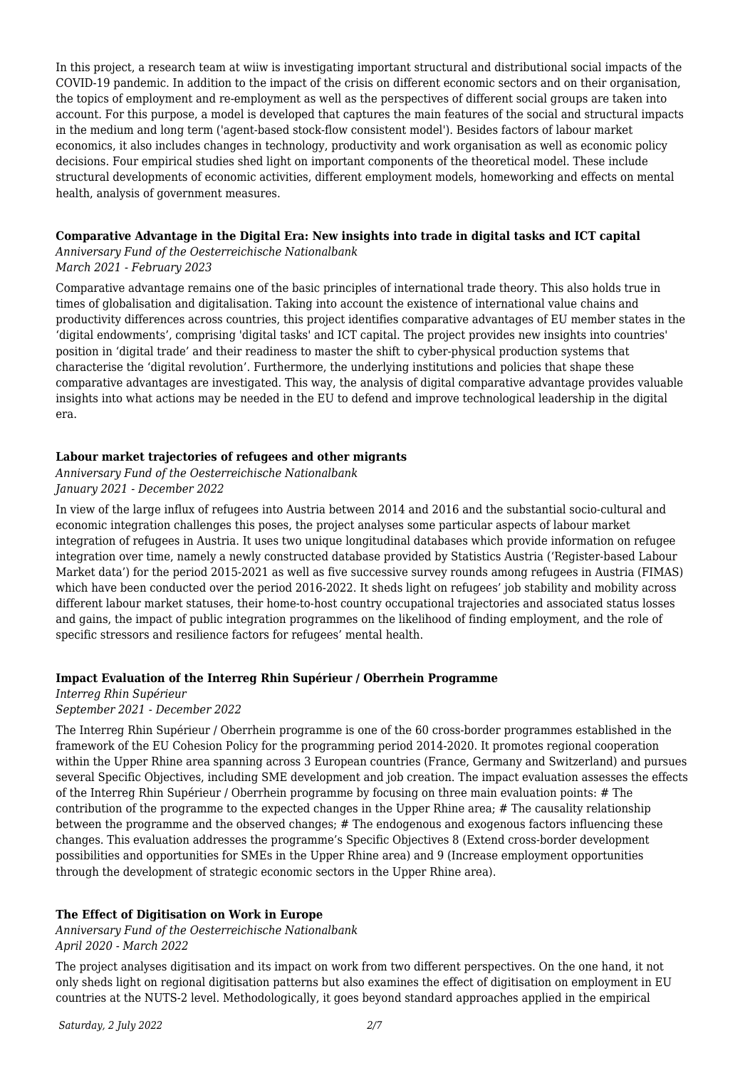In this project, a research team at wiiw is investigating important structural and distributional social impacts of the COVID-19 pandemic. In addition to the impact of the crisis on different economic sectors and on their organisation, the topics of employment and re-employment as well as the perspectives of different social groups are taken into account. For this purpose, a model is developed that captures the main features of the social and structural impacts in the medium and long term ('agent-based stock-flow consistent model'). Besides factors of labour market economics, it also includes changes in technology, productivity and work organisation as well as economic policy decisions. Four empirical studies shed light on important components of the theoretical model. These include structural developments of economic activities, different employment models, homeworking and effects on mental health, analysis of government measures.

**Comparative Advantage in the Digital Era: New insights into trade in digital tasks and ICT capital**

*Anniversary Fund of the Oesterreichische Nationalbank*
*March 2021 - February 2023*

Comparative advantage remains one of the basic principles of international trade theory. This also holds true in times of globalisation and digitalisation. Taking into account the existence of international value chains and productivity differences across countries, this project identifies comparative advantages of EU member states in the 'digital endowments', comprising 'digital tasks' and ICT capital. The project provides new insights into countries' position in 'digital trade' and their readiness to master the shift to cyber-physical production systems that characterise the 'digital revolution'. Furthermore, the underlying institutions and policies that shape these comparative advantages are investigated. This way, the analysis of digital comparative advantage provides valuable insights into what actions may be needed in the EU to defend and improve technological leadership in the digital era.

**Labour market trajectories of refugees and other migrants**

*Anniversary Fund of the Oesterreichische Nationalbank*
*January 2021 - December 2022*

In view of the large influx of refugees into Austria between 2014 and 2016 and the substantial socio-cultural and economic integration challenges this poses, the project analyses some particular aspects of labour market integration of refugees in Austria. It uses two unique longitudinal databases which provide information on refugee integration over time, namely a newly constructed database provided by Statistics Austria ('Register-based Labour Market data') for the period 2015-2021 as well as five successive survey rounds among refugees in Austria (FIMAS) which have been conducted over the period 2016-2022. It sheds light on refugees' job stability and mobility across different labour market statuses, their home-to-host country occupational trajectories and associated status losses and gains, the impact of public integration programmes on the likelihood of finding employment, and the role of specific stressors and resilience factors for refugees' mental health.

**Impact Evaluation of the Interreg Rhin Supérieur / Oberrhein Programme**

*Interreg Rhin Supérieur*
*September 2021 - December 2022*

The Interreg Rhin Supérieur / Oberrhein programme is one of the 60 cross-border programmes established in the framework of the EU Cohesion Policy for the programming period 2014-2020. It promotes regional cooperation within the Upper Rhine area spanning across 3 European countries (France, Germany and Switzerland) and pursues several Specific Objectives, including SME development and job creation. The impact evaluation assesses the effects of the Interreg Rhin Supérieur / Oberrhein programme by focusing on three main evaluation points: # The contribution of the programme to the expected changes in the Upper Rhine area; # The causality relationship between the programme and the observed changes; # The endogenous and exogenous factors influencing these changes. This evaluation addresses the programme's Specific Objectives 8 (Extend cross-border development possibilities and opportunities for SMEs in the Upper Rhine area) and 9 (Increase employment opportunities through the development of strategic economic sectors in the Upper Rhine area).

**The Effect of Digitisation on Work in Europe**

*Anniversary Fund of the Oesterreichische Nationalbank*
*April 2020 - March 2022*

The project analyses digitisation and its impact on work from two different perspectives. On the one hand, it not only sheds light on regional digitisation patterns but also examines the effect of digitisation on employment in EU countries at the NUTS-2 level. Methodologically, it goes beyond standard approaches applied in the empirical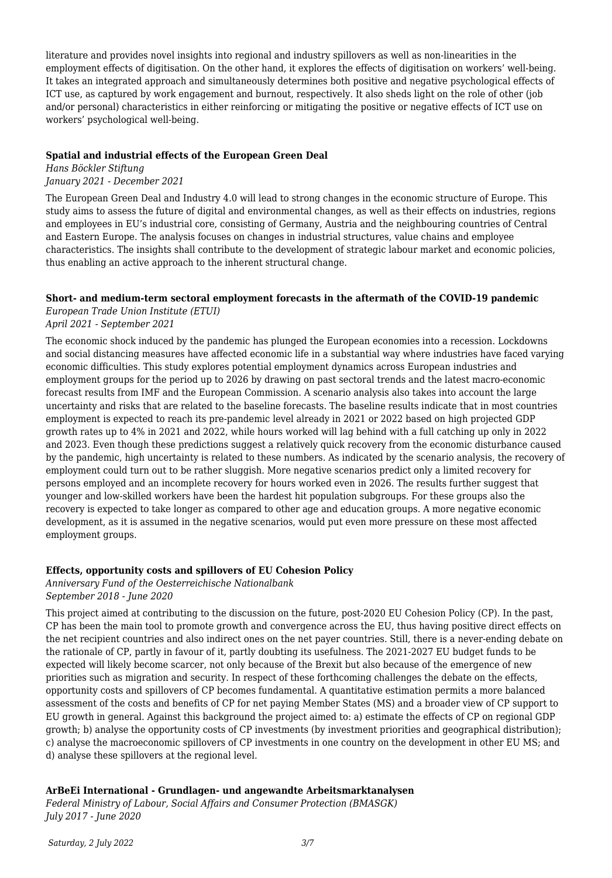literature and provides novel insights into regional and industry spillovers as well as non-linearities in the employment effects of digitisation. On the other hand, it explores the effects of digitisation on workers' well-being. It takes an integrated approach and simultaneously determines both positive and negative psychological effects of ICT use, as captured by work engagement and burnout, respectively. It also sheds light on the role of other (job and/or personal) characteristics in either reinforcing or mitigating the positive or negative effects of ICT use on workers' psychological well-being.

**Spatial and industrial effects of the European Green Deal**
*Hans Böckler Stiftung*
*January 2021 - December 2021*

The European Green Deal and Industry 4.0 will lead to strong changes in the economic structure of Europe. This study aims to assess the future of digital and environmental changes, as well as their effects on industries, regions and employees in EU's industrial core, consisting of Germany, Austria and the neighbouring countries of Central and Eastern Europe. The analysis focuses on changes in industrial structures, value chains and employee characteristics. The insights shall contribute to the development of strategic labour market and economic policies, thus enabling an active approach to the inherent structural change.

**Short- and medium-term sectoral employment forecasts in the aftermath of the COVID-19 pandemic**
*European Trade Union Institute (ETUI)*
*April 2021 - September 2021*

The economic shock induced by the pandemic has plunged the European economies into a recession. Lockdowns and social distancing measures have affected economic life in a substantial way where industries have faced varying economic difficulties. This study explores potential employment dynamics across European industries and employment groups for the period up to 2026 by drawing on past sectoral trends and the latest macro-economic forecast results from IMF and the European Commission. A scenario analysis also takes into account the large uncertainty and risks that are related to the baseline forecasts. The baseline results indicate that in most countries employment is expected to reach its pre-pandemic level already in 2021 or 2022 based on high projected GDP growth rates up to 4% in 2021 and 2022, while hours worked will lag behind with a full catching up only in 2022 and 2023. Even though these predictions suggest a relatively quick recovery from the economic disturbance caused by the pandemic, high uncertainty is related to these numbers. As indicated by the scenario analysis, the recovery of employment could turn out to be rather sluggish. More negative scenarios predict only a limited recovery for persons employed and an incomplete recovery for hours worked even in 2026. The results further suggest that younger and low-skilled workers have been the hardest hit population subgroups. For these groups also the recovery is expected to take longer as compared to other age and education groups. A more negative economic development, as it is assumed in the negative scenarios, would put even more pressure on these most affected employment groups.

**Effects, opportunity costs and spillovers of EU Cohesion Policy**
*Anniversary Fund of the Oesterreichische Nationalbank*
*September 2018 - June 2020*

This project aimed at contributing to the discussion on the future, post-2020 EU Cohesion Policy (CP). In the past, CP has been the main tool to promote growth and convergence across the EU, thus having positive direct effects on the net recipient countries and also indirect ones on the net payer countries. Still, there is a never-ending debate on the rationale of CP, partly in favour of it, partly doubting its usefulness. The 2021-2027 EU budget funds to be expected will likely become scarcer, not only because of the Brexit but also because of the emergence of new priorities such as migration and security. In respect of these forthcoming challenges the debate on the effects, opportunity costs and spillovers of CP becomes fundamental. A quantitative estimation permits a more balanced assessment of the costs and benefits of CP for net paying Member States (MS) and a broader view of CP support to EU growth in general. Against this background the project aimed to: a) estimate the effects of CP on regional GDP growth; b) analyse the opportunity costs of CP investments (by investment priorities and geographical distribution); c) analyse the macroeconomic spillovers of CP investments in one country on the development in other EU MS; and d) analyse these spillovers at the regional level.

**ArBeEi International - Grundlagen- und angewandte Arbeitsmarktanalysen**
*Federal Ministry of Labour, Social Affairs and Consumer Protection (BMASGK)*
*July 2017 - June 2020*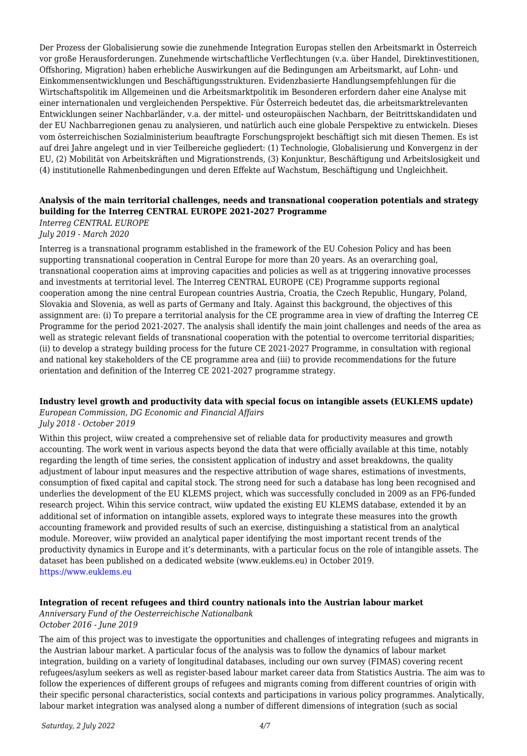Der Prozess der Globalisierung sowie die zunehmende Integration Europas stellen den Arbeitsmarkt in Österreich vor große Herausforderungen. Zunehmende wirtschaftliche Verflechtungen (v.a. über Handel, Direktinvestitionen, Offshoring, Migration) haben erhebliche Auswirkungen auf die Bedingungen am Arbeitsmarkt, auf Lohn- und Einkommensentwicklungen und Beschäftigungsstrukturen. Evidenzbasierte Handlungsempfehlungen für die Wirtschaftspolitik im Allgemeinen und die Arbeitsmarktpolitik im Besonderen erfordern daher eine Analyse mit einer internationalen und vergleichenden Perspektive. Für Österreich bedeutet das, die arbeitsmarktrelevanten Entwicklungen seiner Nachbarländer, v.a. der mittel- und osteuropäischen Nachbarn, der Beitrittskandidaten und der EU Nachbarregionen genau zu analysieren, und natürlich auch eine globale Perspektive zu entwickeln. Dieses vom österreichischen Sozialministerium beauftragte Forschungsprojekt beschäftigt sich mit diesen Themen. Es ist auf drei Jahre angelegt und in vier Teilbereiche gegliedert: (1) Technologie, Globalisierung und Konvergenz in der EU, (2) Mobilität von Arbeitskräften und Migrationstrends, (3) Konjunktur, Beschäftigung und Arbeitslosigkeit und (4) institutionelle Rahmenbedingungen und deren Effekte auf Wachstum, Beschäftigung und Ungleichheit.

**Analysis of the main territorial challenges, needs and transnational cooperation potentials and strategy building for the Interreg CENTRAL EUROPE 2021-2027 Programme**
*Interreg CENTRAL EUROPE*
*July 2019 - March 2020*

Interreg is a transnational programm established in the framework of the EU Cohesion Policy and has been supporting transnational cooperation in Central Europe for more than 20 years. As an overarching goal, transnational cooperation aims at improving capacities and policies as well as at triggering innovative processes and investments at territorial level. The Interreg CENTRAL EUROPE (CE) Programme supports regional cooperation among the nine central European countries Austria, Croatia, the Czech Republic, Hungary, Poland, Slovakia and Slovenia, as well as parts of Germany and Italy. Against this background, the objectives of this assignment are: (i) To prepare a territorial analysis for the CE programme area in view of drafting the Interreg CE Programme for the period 2021-2027. The analysis shall identify the main joint challenges and needs of the area as well as strategic relevant fields of transnational cooperation with the potential to overcome territorial disparities; (ii) to develop a strategy building process for the future CE 2021-2027 Programme, in consultation with regional and national key stakeholders of the CE programme area and (iii) to provide recommendations for the future orientation and definition of the Interreg CE 2021-2027 programme strategy.

**Industry level growth and productivity data with special focus on intangible assets (EUKLEMS update)**
*European Commission, DG Economic and Financial Affairs*
*July 2018 - October 2019*

Within this project, wiiw created a comprehensive set of reliable data for productivity measures and growth accounting. The work went in various aspects beyond the data that were officially available at this time, notably regarding the length of time series, the consistent application of industry and asset breakdowns, the quality adjustment of labour input measures and the respective attribution of wage shares, estimations of investments, consumption of fixed capital and capital stock. The strong need for such a database has long been recognised and underlies the development of the EU KLEMS project, which was successfully concluded in 2009 as an FP6-funded research project. Wihin this service contract, wiiw updated the existing EU KLEMS database, extended it by an additional set of information on intangible assets, explored ways to integrate these measures into the growth accounting framework and provided results of such an exercise, distinguishing a statistical from an analytical module. Moreover, wiiw provided an analytical paper identifying the most important recent trends of the productivity dynamics in Europe and it's determinants, with a particular focus on the role of intangible assets. The dataset has been published on a dedicated website (www.euklems.eu) in October 2019.
https://www.euklems.eu

**Integration of recent refugees and third country nationals into the Austrian labour market**
*Anniversary Fund of the Oesterreichische Nationalbank*
*October 2016 - June 2019*

The aim of this project was to investigate the opportunities and challenges of integrating refugees and migrants in the Austrian labour market. A particular focus of the analysis was to follow the dynamics of labour market integration, building on a variety of longitudinal databases, including our own survey (FIMAS) covering recent refugees/asylum seekers as well as register-based labour market career data from Statistics Austria. The aim was to follow the experiences of different groups of refugees and migrants coming from different countries of origin with their specific personal characteristics, social contexts and participations in various policy programmes. Analytically, labour market integration was analysed along a number of different dimensions of integration (such as social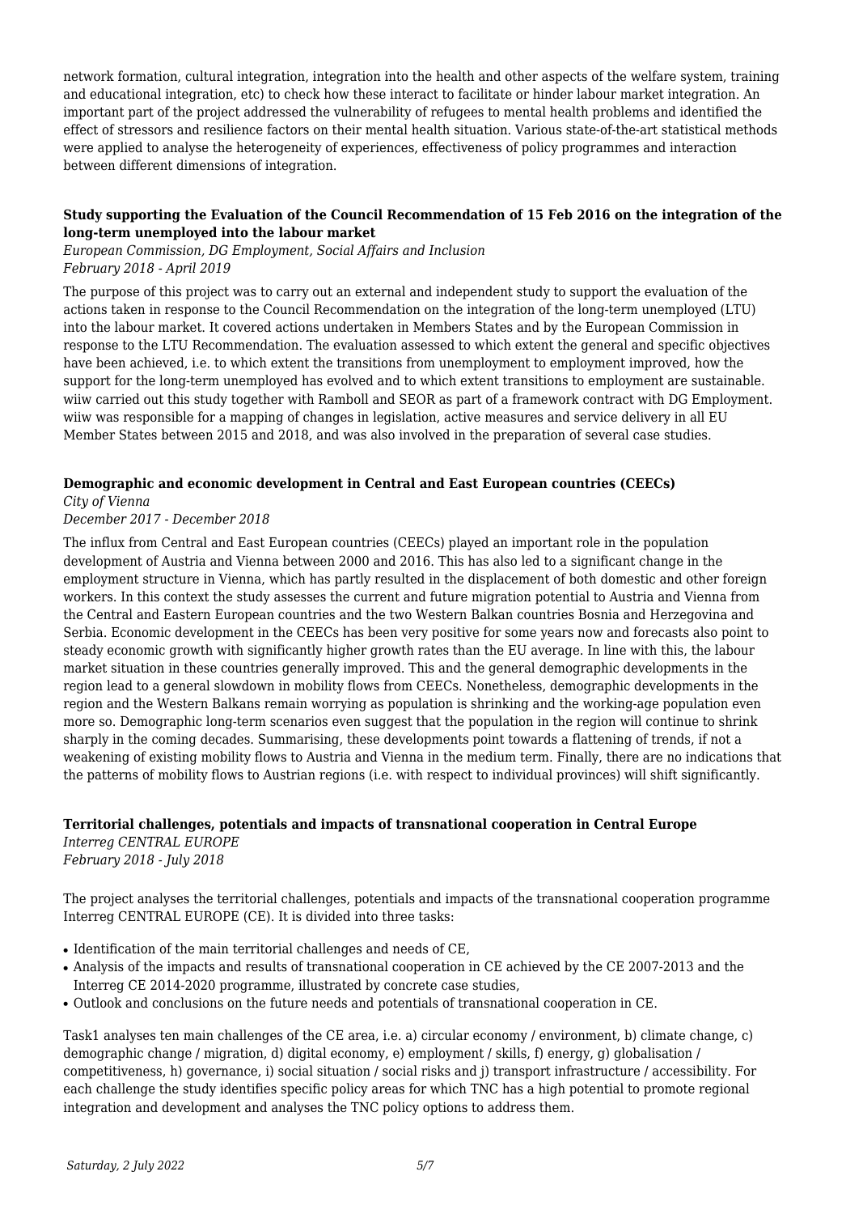network formation, cultural integration, integration into the health and other aspects of the welfare system, training and educational integration, etc) to check how these interact to facilitate or hinder labour market integration. An important part of the project addressed the vulnerability of refugees to mental health problems and identified the effect of stressors and resilience factors on their mental health situation. Various state-of-the-art statistical methods were applied to analyse the heterogeneity of experiences, effectiveness of policy programmes and interaction between different dimensions of integration.

**Study supporting the Evaluation of the Council Recommendation of 15 Feb 2016 on the integration of the long-term unemployed into the labour market**

*European Commission, DG Employment, Social Affairs and Inclusion*
*February 2018 - April 2019*

The purpose of this project was to carry out an external and independent study to support the evaluation of the actions taken in response to the Council Recommendation on the integration of the long-term unemployed (LTU) into the labour market. It covered actions undertaken in Members States and by the European Commission in response to the LTU Recommendation. The evaluation assessed to which extent the general and specific objectives have been achieved, i.e. to which extent the transitions from unemployment to employment improved, how the support for the long-term unemployed has evolved and to which extent transitions to employment are sustainable. wiiw carried out this study together with Ramboll and SEOR as part of a framework contract with DG Employment. wiiw was responsible for a mapping of changes in legislation, active measures and service delivery in all EU Member States between 2015 and 2018, and was also involved in the preparation of several case studies.

**Demographic and economic development in Central and East European countries (CEECs)**

*City of Vienna*
*December 2017 - December 2018*

The influx from Central and East European countries (CEECs) played an important role in the population development of Austria and Vienna between 2000 and 2016. This has also led to a significant change in the employment structure in Vienna, which has partly resulted in the displacement of both domestic and other foreign workers. In this context the study assesses the current and future migration potential to Austria and Vienna from the Central and Eastern European countries and the two Western Balkan countries Bosnia and Herzegovina and Serbia. Economic development in the CEECs has been very positive for some years now and forecasts also point to steady economic growth with significantly higher growth rates than the EU average. In line with this, the labour market situation in these countries generally improved. This and the general demographic developments in the region lead to a general slowdown in mobility flows from CEECs. Nonetheless, demographic developments in the region and the Western Balkans remain worrying as population is shrinking and the working-age population even more so. Demographic long-term scenarios even suggest that the population in the region will continue to shrink sharply in the coming decades. Summarising, these developments point towards a flattening of trends, if not a weakening of existing mobility flows to Austria and Vienna in the medium term. Finally, there are no indications that the patterns of mobility flows to Austrian regions (i.e. with respect to individual provinces) will shift significantly.

**Territorial challenges, potentials and impacts of transnational cooperation in Central Europe**

*Interreg CENTRAL EUROPE*
*February 2018 - July 2018*

The project analyses the territorial challenges, potentials and impacts of the transnational cooperation programme Interreg CENTRAL EUROPE (CE). It is divided into three tasks:

- Identification of the main territorial challenges and needs of CE,
- Analysis of the impacts and results of transnational cooperation in CE achieved by the CE 2007-2013 and the Interreg CE 2014-2020 programme, illustrated by concrete case studies,
- Outlook and conclusions on the future needs and potentials of transnational cooperation in CE.

Task1 analyses ten main challenges of the CE area, i.e. a) circular economy / environment, b) climate change, c) demographic change / migration, d) digital economy, e) employment / skills, f) energy, g) globalisation / competitiveness, h) governance, i) social situation / social risks and j) transport infrastructure / accessibility. For each challenge the study identifies specific policy areas for which TNC has a high potential to promote regional integration and development and analyses the TNC policy options to address them.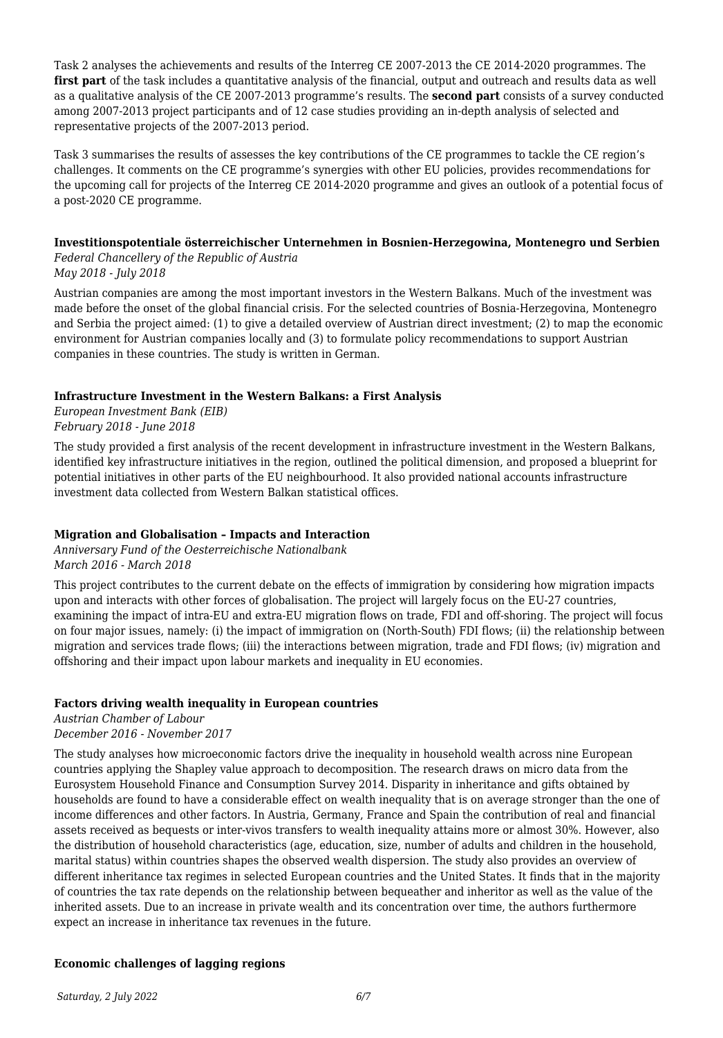Task 2 analyses the achievements and results of the Interreg CE 2007-2013 the CE 2014-2020 programmes. The **first part** of the task includes a quantitative analysis of the financial, output and outreach and results data as well as a qualitative analysis of the CE 2007-2013 programme's results. The **second part** consists of a survey conducted among 2007-2013 project participants and of 12 case studies providing an in-depth analysis of selected and representative projects of the 2007-2013 period.

Task 3 summarises the results of assesses the key contributions of the CE programmes to tackle the CE region's challenges. It comments on the CE programme's synergies with other EU policies, provides recommendations for the upcoming call for projects of the Interreg CE 2014-2020 programme and gives an outlook of a potential focus of a post-2020 CE programme.

**Investitionspotentiale österreichischer Unternehmen in Bosnien-Herzegowina, Montenegro und Serbien**
*Federal Chancellery of the Republic of Austria*
*May 2018 - July 2018*

Austrian companies are among the most important investors in the Western Balkans. Much of the investment was made before the onset of the global financial crisis. For the selected countries of Bosnia-Herzegovina, Montenegro and Serbia the project aimed: (1) to give a detailed overview of Austrian direct investment; (2) to map the economic environment for Austrian companies locally and (3) to formulate policy recommendations to support Austrian companies in these countries. The study is written in German.

**Infrastructure Investment in the Western Balkans: a First Analysis**
*European Investment Bank (EIB)*
*February 2018 - June 2018*

The study provided a first analysis of the recent development in infrastructure investment in the Western Balkans, identified key infrastructure initiatives in the region, outlined the political dimension, and proposed a blueprint for potential initiatives in other parts of the EU neighbourhood. It also provided national accounts infrastructure investment data collected from Western Balkan statistical offices.

**Migration and Globalisation – Impacts and Interaction**
*Anniversary Fund of the Oesterreichische Nationalbank*
*March 2016 - March 2018*

This project contributes to the current debate on the effects of immigration by considering how migration impacts upon and interacts with other forces of globalisation. The project will largely focus on the EU-27 countries, examining the impact of intra-EU and extra-EU migration flows on trade, FDI and off-shoring. The project will focus on four major issues, namely: (i) the impact of immigration on (North-South) FDI flows; (ii) the relationship between migration and services trade flows; (iii) the interactions between migration, trade and FDI flows; (iv) migration and offshoring and their impact upon labour markets and inequality in EU economies.

**Factors driving wealth inequality in European countries**
*Austrian Chamber of Labour*
*December 2016 - November 2017*

The study analyses how microeconomic factors drive the inequality in household wealth across nine European countries applying the Shapley value approach to decomposition. The research draws on micro data from the Eurosystem Household Finance and Consumption Survey 2014. Disparity in inheritance and gifts obtained by households are found to have a considerable effect on wealth inequality that is on average stronger than the one of income differences and other factors. In Austria, Germany, France and Spain the contribution of real and financial assets received as bequests or inter-vivos transfers to wealth inequality attains more or almost 30%. However, also the distribution of household characteristics (age, education, size, number of adults and children in the household, marital status) within countries shapes the observed wealth dispersion. The study also provides an overview of different inheritance tax regimes in selected European countries and the United States. It finds that in the majority of countries the tax rate depends on the relationship between bequeather and inheritor as well as the value of the inherited assets. Due to an increase in private wealth and its concentration over time, the authors furthermore expect an increase in inheritance tax revenues in the future.

**Economic challenges of lagging regions**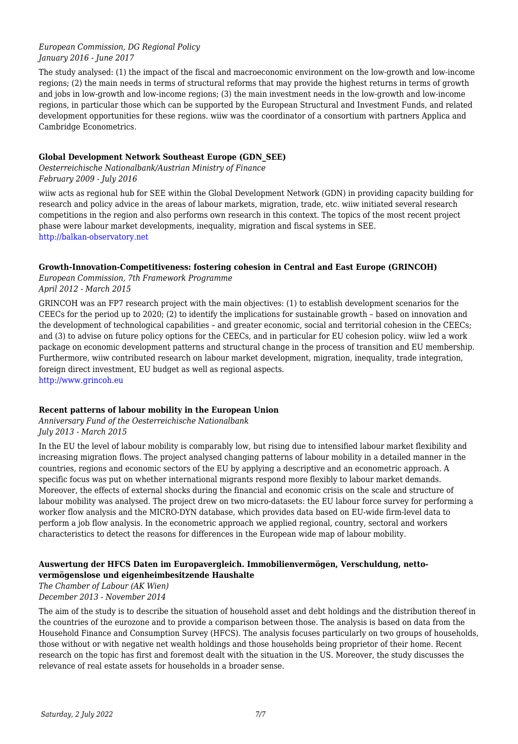*European Commission, DG Regional Policy*
*January 2016 - June 2017*

The study analysed: (1) the impact of the fiscal and macroeconomic environment on the low-growth and low-income regions; (2) the main needs in terms of structural reforms that may provide the highest returns in terms of growth and jobs in low-growth and low-income regions; (3) the main investment needs in the low-growth and low-income regions, in particular those which can be supported by the European Structural and Investment Funds, and related development opportunities for these regions. wiiw was the coordinator of a consortium with partners Applica and Cambridge Econometrics.

**Global Development Network Southeast Europe (GDN_SEE)**

*Oesterreichische Nationalbank/Austrian Ministry of Finance*
*February 2009 - July 2016*

wiiw acts as regional hub for SEE within the Global Development Network (GDN) in providing capacity building for research and policy advice in the areas of labour markets, migration, trade, etc. wiiw initiated several research competitions in the region and also performs own research in this context. The topics of the most recent project phase were labour market developments, inequality, migration and fiscal systems in SEE.
http://balkan-observatory.net

**Growth-Innovation-Competitiveness: fostering cohesion in Central and East Europe (GRINCOH)**

*European Commission, 7th Framework Programme*
*April 2012 - March 2015*

GRINCOH was an FP7 research project with the main objectives: (1) to establish development scenarios for the CEECs for the period up to 2020; (2) to identify the implications for sustainable growth – based on innovation and the development of technological capabilities – and greater economic, social and territorial cohesion in the CEECs; and (3) to advise on future policy options for the CEECs, and in particular for EU cohesion policy. wiiw led a work package on economic development patterns and structural change in the process of transition and EU membership. Furthermore, wiiw contributed research on labour market development, migration, inequality, trade integration, foreign direct investment, EU budget as well as regional aspects.
http://www.grincoh.eu

**Recent patterns of labour mobility in the European Union**

*Anniversary Fund of the Oesterreichische Nationalbank*
*July 2013 - March 2015*

In the EU the level of labour mobility is comparably low, but rising due to intensified labour market flexibility and increasing migration flows. The project analysed changing patterns of labour mobility in a detailed manner in the countries, regions and economic sectors of the EU by applying a descriptive and an econometric approach. A specific focus was put on whether international migrants respond more flexibly to labour market demands. Moreover, the effects of external shocks during the financial and economic crisis on the scale and structure of labour mobility was analysed. The project drew on two micro-datasets: the EU labour force survey for performing a worker flow analysis and the MICRO-DYN database, which provides data based on EU-wide firm-level data to perform a job flow analysis. In the econometric approach we applied regional, country, sectoral and workers characteristics to detect the reasons for differences in the European wide map of labour mobility.

**Auswertung der HFCS Daten im Europavergleich. Immobilienvermögen, Verschuldung, netto-vermögenslose und eigenheimbesitzende Haushalte**

*The Chamber of Labour (AK Wien)*
*December 2013 - November 2014*

The aim of the study is to describe the situation of household asset and debt holdings and the distribution thereof in the countries of the eurozone and to provide a comparison between those. The analysis is based on data from the Household Finance and Consumption Survey (HFCS). The analysis focuses particularly on two groups of households, those without or with negative net wealth holdings and those households being proprietor of their home. Recent research on the topic has first and foremost dealt with the situation in the US. Moreover, the study discusses the relevance of real estate assets for households in a broader sense.